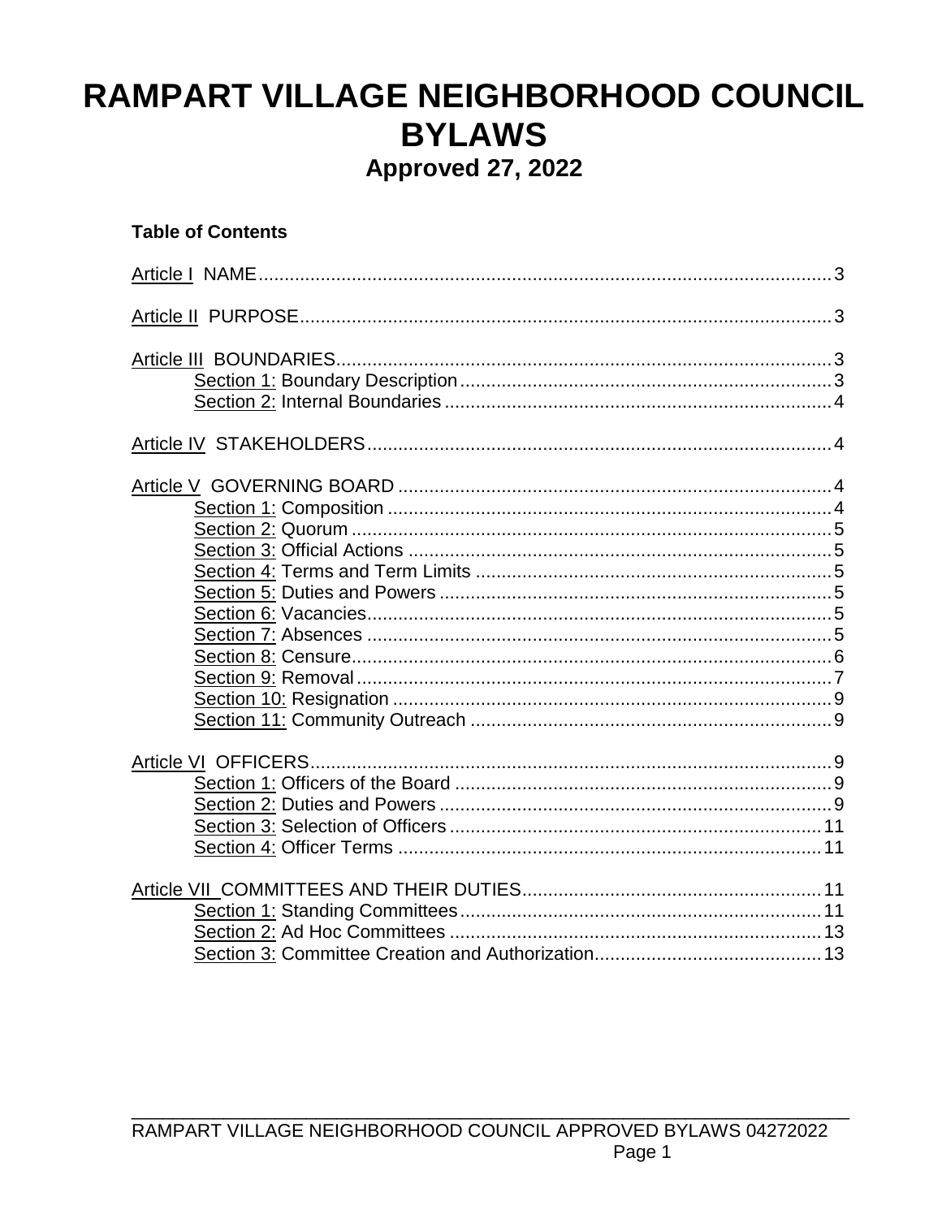# RAMPART VILLAGE NEIGHBORHOOD COUNCIL BYLAWS

## Approved 27, 2022

**Table of Contents**

Article I NAME....................3

Article II PURPOSE....................3

Article III BOUNDARIES....................3
- Section 1: Boundary Description....................3
- Section 2: Internal Boundaries....................4

Article IV STAKEHOLDERS....................4

Article V GOVERNING BOARD....................4
- Section 1: Composition....................4
- Section 2: Quorum....................5
- Section 3: Official Actions....................5
- Section 4: Terms and Term Limits....................5
- Section 5: Duties and Powers....................5
- Section 6: Vacancies....................5
- Section 7: Absences....................5
- Section 8: Censure....................6
- Section 9: Removal....................7
- Section 10: Resignation....................9
- Section 11: Community Outreach....................9

Article VI OFFICERS....................9
- Section 1: Officers of the Board....................9
- Section 2: Duties and Powers....................9
- Section 3: Selection of Officers....................11
- Section 4: Officer Terms....................11

Article VII COMMITTEES AND THEIR DUTIES....................11
- Section 1: Standing Committees....................11
- Section 2: Ad Hoc Committees....................13
- Section 3: Committee Creation and Authorization....................13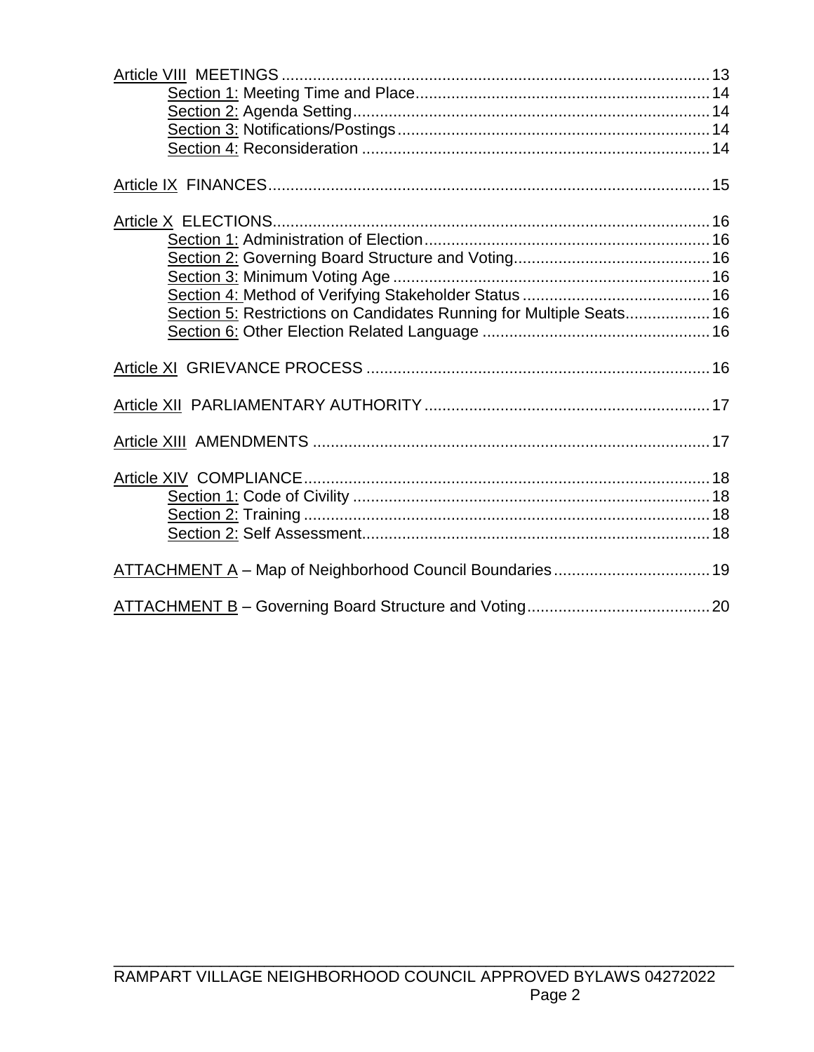Article VIII MEETINGS ........................................................................................ 13
- Section 1: Meeting Time and Place ......................................................... 14
- Section 2: Agenda Setting ........................................................................ 14
- Section 3: Notifications/Postings ............................................................. 14
- Section 4: Reconsideration ...................................................................... 14

Article IX FINANCES ............................................................................................ 15

Article X ELECTIONS ............................................................................................ 16
- Section 1: Administration of Election ......................................................... 16
- Section 2: Governing Board Structure and Voting ...................................... 16
- Section 3: Minimum Voting Age ................................................................ 16
- Section 4: Method of Verifying Stakeholder Status ................................... 16
- Section 5: Restrictions on Candidates Running for Multiple Seats ............ 16
- Section 6: Other Election Related Language ............................................ 16

Article XI GRIEVANCE PROCESS ........................................................................ 16

Article XII PARLIAMENTARY AUTHORITY ........................................................... 17

Article XIII AMENDMENTS .................................................................................... 17

Article XIV COMPLIANCE ..................................................................................... 18
- Section 1: Code of Civility ......................................................................... 18
- Section 2: Training .................................................................................... 18
- Section 2: Self Assessment ....................................................................... 18

ATTACHMENT A – Map of Neighborhood Council Boundaries .............................. 19

ATTACHMENT B – Governing Board Structure and Voting ..................................... 20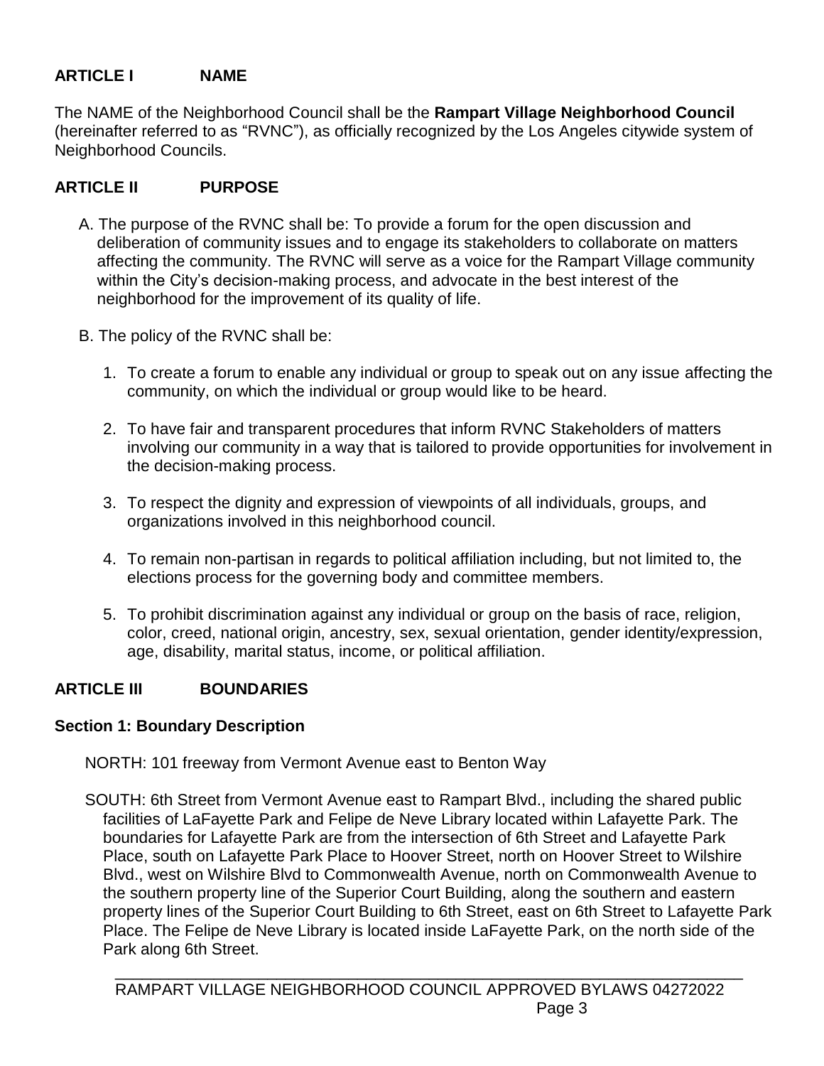## ARTICLE I NAME

The NAME of the Neighborhood Council shall be the **Rampart Village Neighborhood Council** (hereinafter referred to as "RVNC"), as officially recognized by the Los Angeles citywide system of Neighborhood Councils.

## ARTICLE II PURPOSE

A. The purpose of the RVNC shall be: To provide a forum for the open discussion and deliberation of community issues and to engage its stakeholders to collaborate on matters affecting the community. The RVNC will serve as a voice for the Rampart Village community within the City's decision-making process, and advocate in the best interest of the neighborhood for the improvement of its quality of life.

B. The policy of the RVNC shall be:

1. To create a forum to enable any individual or group to speak out on any issue affecting the community, on which the individual or group would like to be heard.

2. To have fair and transparent procedures that inform RVNC Stakeholders of matters involving our community in a way that is tailored to provide opportunities for involvement in the decision-making process.

3. To respect the dignity and expression of viewpoints of all individuals, groups, and organizations involved in this neighborhood council.

4. To remain non-partisan in regards to political affiliation including, but not limited to, the elections process for the governing body and committee members.

5. To prohibit discrimination against any individual or group on the basis of race, religion, color, creed, national origin, ancestry, sex, sexual orientation, gender identity/expression, age, disability, marital status, income, or political affiliation.

## ARTICLE III BOUNDARIES

### Section 1: Boundary Description

NORTH: 101 freeway from Vermont Avenue east to Benton Way

SOUTH: 6th Street from Vermont Avenue east to Rampart Blvd., including the shared public facilities of LaFayette Park and Felipe de Neve Library located within Lafayette Park. The boundaries for Lafayette Park are from the intersection of 6th Street and Lafayette Park Place, south on Lafayette Park Place to Hoover Street, north on Hoover Street to Wilshire Blvd., west on Wilshire Blvd to Commonwealth Avenue, north on Commonwealth Avenue to the southern property line of the Superior Court Building, along the southern and eastern property lines of the Superior Court Building to 6th Street, east on 6th Street to Lafayette Park Place. The Felipe de Neve Library is located inside LaFayette Park, on the north side of the Park along 6th Street.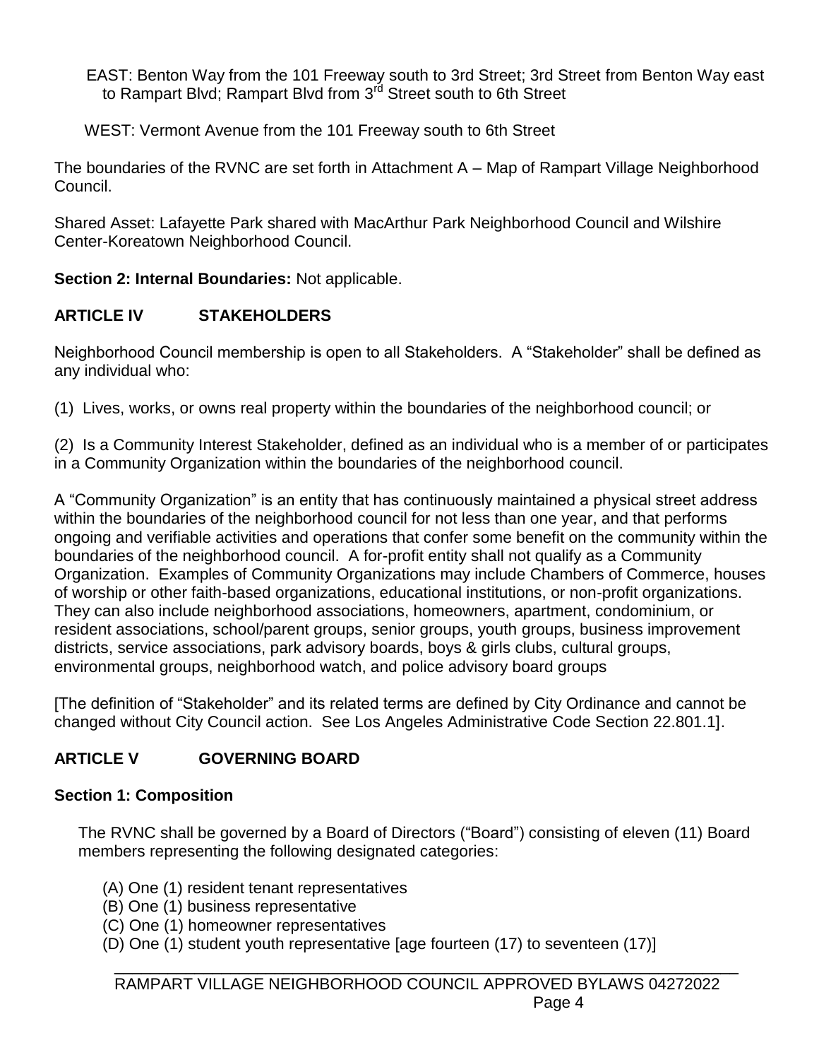EAST: Benton Way from the 101 Freeway south to 3rd Street; 3rd Street from Benton Way east to Rampart Blvd; Rampart Blvd from 3rd Street south to 6th Street

WEST: Vermont Avenue from the 101 Freeway south to 6th Street

The boundaries of the RVNC are set forth in Attachment A – Map of Rampart Village Neighborhood Council.

Shared Asset: Lafayette Park shared with MacArthur Park Neighborhood Council and Wilshire Center-Koreatown Neighborhood Council.

**Section 2: Internal Boundaries:** Not applicable.

## ARTICLE IV STAKEHOLDERS

Neighborhood Council membership is open to all Stakeholders. A "Stakeholder" shall be defined as any individual who:

(1) Lives, works, or owns real property within the boundaries of the neighborhood council; or

(2) Is a Community Interest Stakeholder, defined as an individual who is a member of or participates in a Community Organization within the boundaries of the neighborhood council.

A "Community Organization" is an entity that has continuously maintained a physical street address within the boundaries of the neighborhood council for not less than one year, and that performs ongoing and verifiable activities and operations that confer some benefit on the community within the boundaries of the neighborhood council. A for-profit entity shall not qualify as a Community Organization. Examples of Community Organizations may include Chambers of Commerce, houses of worship or other faith-based organizations, educational institutions, or non-profit organizations. They can also include neighborhood associations, homeowners, apartment, condominium, or resident associations, school/parent groups, senior groups, youth groups, business improvement districts, service associations, park advisory boards, boys & girls clubs, cultural groups, environmental groups, neighborhood watch, and police advisory board groups

[The definition of "Stakeholder" and its related terms are defined by City Ordinance and cannot be changed without City Council action. See Los Angeles Administrative Code Section 22.801.1].

## ARTICLE V GOVERNING BOARD

**Section 1: Composition**

The RVNC shall be governed by a Board of Directors ("Board") consisting of eleven (11) Board members representing the following designated categories:

(A) One (1) resident tenant representatives
(B) One (1) business representative
(C) One (1) homeowner representatives
(D) One (1) student youth representative [age fourteen (17) to seventeen (17)]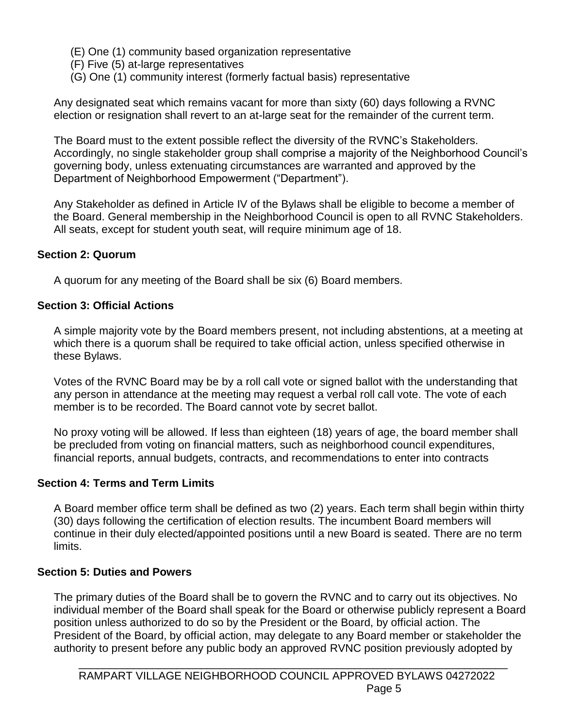(E) One (1) community based organization representative
(F) Five (5) at-large representatives
(G) One (1) community interest (formerly factual basis) representative

Any designated seat which remains vacant for more than sixty (60) days following a RVNC election or resignation shall revert to an at-large seat for the remainder of the current term.

The Board must to the extent possible reflect the diversity of the RVNC's Stakeholders. Accordingly, no single stakeholder group shall comprise a majority of the Neighborhood Council's governing body, unless extenuating circumstances are warranted and approved by the Department of Neighborhood Empowerment ("Department").

Any Stakeholder as defined in Article IV of the Bylaws shall be eligible to become a member of the Board. General membership in the Neighborhood Council is open to all RVNC Stakeholders. All seats, except for student youth seat, will require minimum age of 18.

### Section 2: Quorum

A quorum for any meeting of the Board shall be six (6) Board members.

### Section 3: Official Actions

A simple majority vote by the Board members present, not including abstentions, at a meeting at which there is a quorum shall be required to take official action, unless specified otherwise in these Bylaws.

Votes of the RVNC Board may be by a roll call vote or signed ballot with the understanding that any person in attendance at the meeting may request a verbal roll call vote. The vote of each member is to be recorded. The Board cannot vote by secret ballot.

No proxy voting will be allowed. If less than eighteen (18) years of age, the board member shall be precluded from voting on financial matters, such as neighborhood council expenditures, financial reports, annual budgets, contracts, and recommendations to enter into contracts

### Section 4: Terms and Term Limits

A Board member office term shall be defined as two (2) years. Each term shall begin within thirty (30) days following the certification of election results. The incumbent Board members will continue in their duly elected/appointed positions until a new Board is seated. There are no term limits.

### Section 5: Duties and Powers

The primary duties of the Board shall be to govern the RVNC and to carry out its objectives. No individual member of the Board shall speak for the Board or otherwise publicly represent a Board position unless authorized to do so by the President or the Board, by official action. The President of the Board, by official action, may delegate to any Board member or stakeholder the authority to present before any public body an approved RVNC position previously adopted by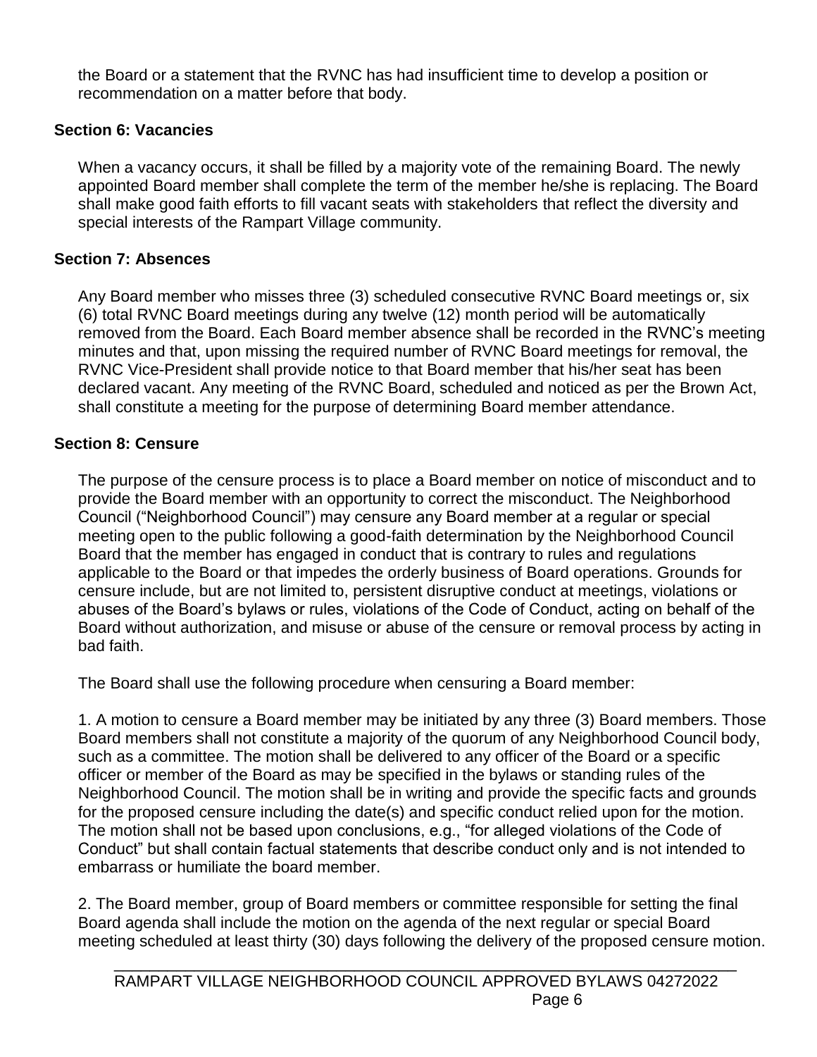the Board or a statement that the RVNC has had insufficient time to develop a position or recommendation on a matter before that body.

### Section 6: Vacancies

When a vacancy occurs, it shall be filled by a majority vote of the remaining Board. The newly appointed Board member shall complete the term of the member he/she is replacing. The Board shall make good faith efforts to fill vacant seats with stakeholders that reflect the diversity and special interests of the Rampart Village community.

### Section 7: Absences

Any Board member who misses three (3) scheduled consecutive RVNC Board meetings or, six (6) total RVNC Board meetings during any twelve (12) month period will be automatically removed from the Board. Each Board member absence shall be recorded in the RVNC's meeting minutes and that, upon missing the required number of RVNC Board meetings for removal, the RVNC Vice-President shall provide notice to that Board member that his/her seat has been declared vacant. Any meeting of the RVNC Board, scheduled and noticed as per the Brown Act, shall constitute a meeting for the purpose of determining Board member attendance.

### Section 8: Censure

The purpose of the censure process is to place a Board member on notice of misconduct and to provide the Board member with an opportunity to correct the misconduct. The Neighborhood Council ("Neighborhood Council") may censure any Board member at a regular or special meeting open to the public following a good-faith determination by the Neighborhood Council Board that the member has engaged in conduct that is contrary to rules and regulations applicable to the Board or that impedes the orderly business of Board operations. Grounds for censure include, but are not limited to, persistent disruptive conduct at meetings, violations or abuses of the Board's bylaws or rules, violations of the Code of Conduct, acting on behalf of the Board without authorization, and misuse or abuse of the censure or removal process by acting in bad faith.

The Board shall use the following procedure when censuring a Board member:

1. A motion to censure a Board member may be initiated by any three (3) Board members. Those Board members shall not constitute a majority of the quorum of any Neighborhood Council body, such as a committee. The motion shall be delivered to any officer of the Board or a specific officer or member of the Board as may be specified in the bylaws or standing rules of the Neighborhood Council. The motion shall be in writing and provide the specific facts and grounds for the proposed censure including the date(s) and specific conduct relied upon for the motion. The motion shall not be based upon conclusions, e.g., "for alleged violations of the Code of Conduct" but shall contain factual statements that describe conduct only and is not intended to embarrass or humiliate the board member.

2. The Board member, group of Board members or committee responsible for setting the final Board agenda shall include the motion on the agenda of the next regular or special Board meeting scheduled at least thirty (30) days following the delivery of the proposed censure motion.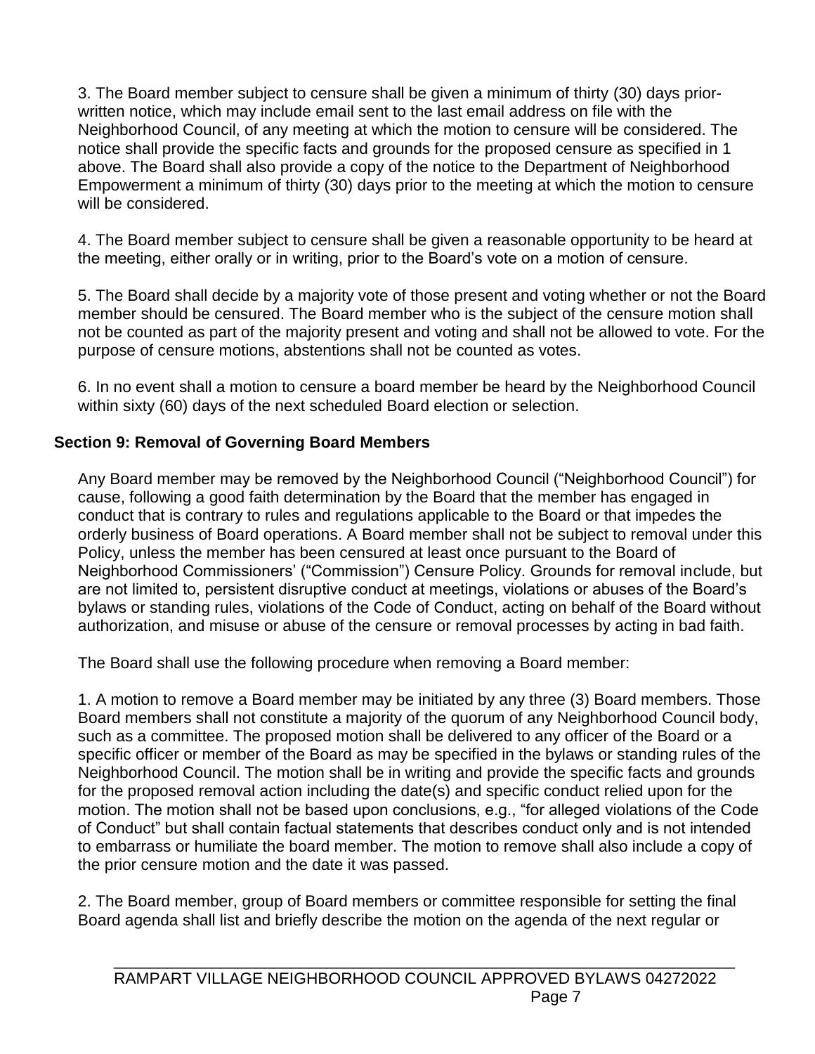3. The Board member subject to censure shall be given a minimum of thirty (30) days prior-written notice, which may include email sent to the last email address on file with the Neighborhood Council, of any meeting at which the motion to censure will be considered. The notice shall provide the specific facts and grounds for the proposed censure as specified in 1 above. The Board shall also provide a copy of the notice to the Department of Neighborhood Empowerment a minimum of thirty (30) days prior to the meeting at which the motion to censure will be considered.

4. The Board member subject to censure shall be given a reasonable opportunity to be heard at the meeting, either orally or in writing, prior to the Board's vote on a motion of censure.

5. The Board shall decide by a majority vote of those present and voting whether or not the Board member should be censured. The Board member who is the subject of the censure motion shall not be counted as part of the majority present and voting and shall not be allowed to vote. For the purpose of censure motions, abstentions shall not be counted as votes.

6. In no event shall a motion to censure a board member be heard by the Neighborhood Council within sixty (60) days of the next scheduled Board election or selection.

**Section 9: Removal of Governing Board Members**

Any Board member may be removed by the Neighborhood Council ("Neighborhood Council") for cause, following a good faith determination by the Board that the member has engaged in conduct that is contrary to rules and regulations applicable to the Board or that impedes the orderly business of Board operations. A Board member shall not be subject to removal under this Policy, unless the member has been censured at least once pursuant to the Board of Neighborhood Commissioners' ("Commission") Censure Policy. Grounds for removal include, but are not limited to, persistent disruptive conduct at meetings, violations or abuses of the Board's bylaws or standing rules, violations of the Code of Conduct, acting on behalf of the Board without authorization, and misuse or abuse of the censure or removal processes by acting in bad faith.

The Board shall use the following procedure when removing a Board member:

1. A motion to remove a Board member may be initiated by any three (3) Board members. Those Board members shall not constitute a majority of the quorum of any Neighborhood Council body, such as a committee. The proposed motion shall be delivered to any officer of the Board or a specific officer or member of the Board as may be specified in the bylaws or standing rules of the Neighborhood Council. The motion shall be in writing and provide the specific facts and grounds for the proposed removal action including the date(s) and specific conduct relied upon for the motion. The motion shall not be based upon conclusions, e.g., "for alleged violations of the Code of Conduct" but shall contain factual statements that describes conduct only and is not intended to embarrass or humiliate the board member. The motion to remove shall also include a copy of the prior censure motion and the date it was passed.

2. The Board member, group of Board members or committee responsible for setting the final Board agenda shall list and briefly describe the motion on the agenda of the next regular or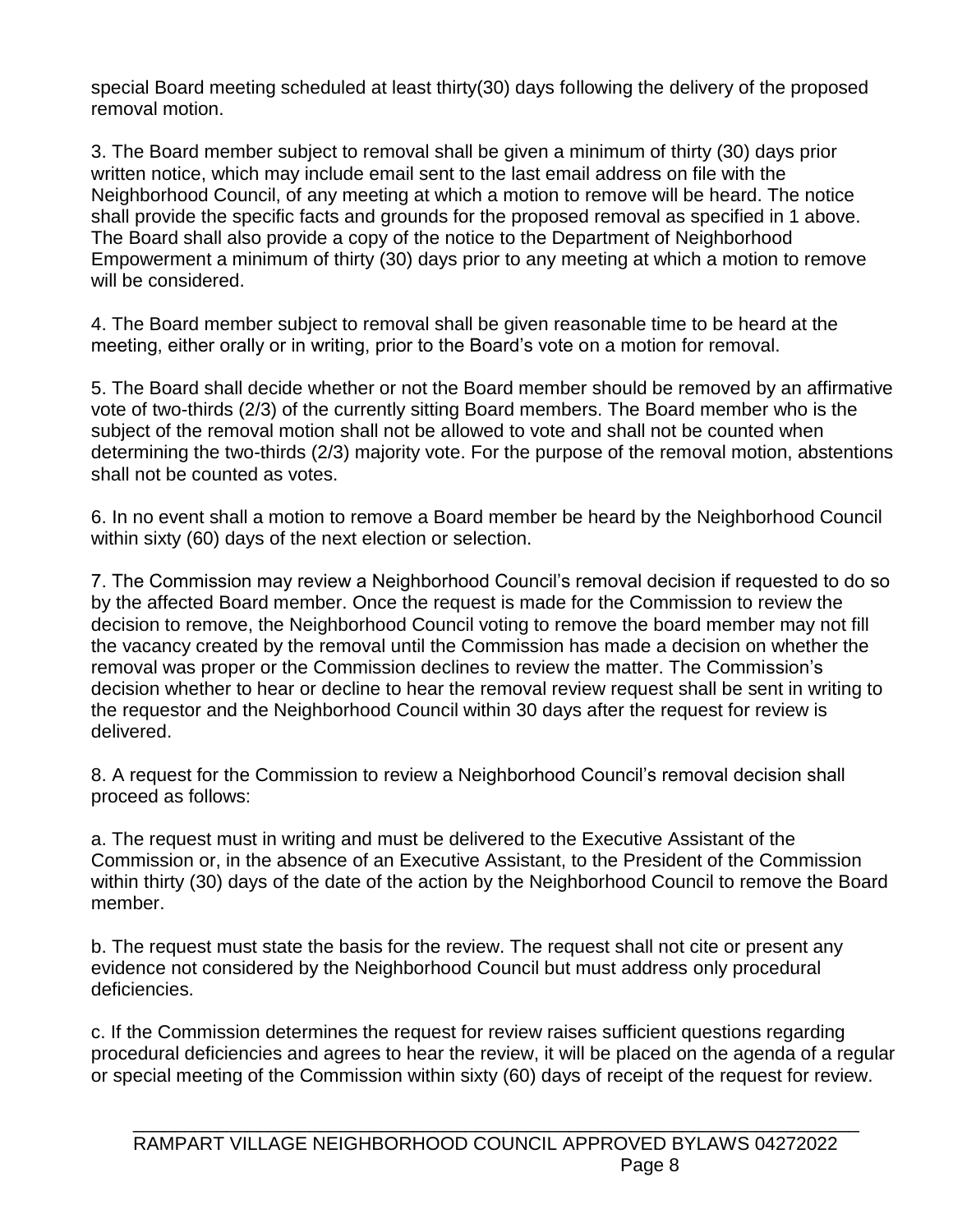special Board meeting scheduled at least thirty(30) days following the delivery of the proposed removal motion.

3. The Board member subject to removal shall be given a minimum of thirty (30) days prior written notice, which may include email sent to the last email address on file with the Neighborhood Council, of any meeting at which a motion to remove will be heard. The notice shall provide the specific facts and grounds for the proposed removal as specified in 1 above. The Board shall also provide a copy of the notice to the Department of Neighborhood Empowerment a minimum of thirty (30) days prior to any meeting at which a motion to remove will be considered.

4. The Board member subject to removal shall be given reasonable time to be heard at the meeting, either orally or in writing, prior to the Board's vote on a motion for removal.

5. The Board shall decide whether or not the Board member should be removed by an affirmative vote of two-thirds (2/3) of the currently sitting Board members. The Board member who is the subject of the removal motion shall not be allowed to vote and shall not be counted when determining the two-thirds (2/3) majority vote. For the purpose of the removal motion, abstentions shall not be counted as votes.

6. In no event shall a motion to remove a Board member be heard by the Neighborhood Council within sixty (60) days of the next election or selection.

7. The Commission may review a Neighborhood Council's removal decision if requested to do so by the affected Board member. Once the request is made for the Commission to review the decision to remove, the Neighborhood Council voting to remove the board member may not fill the vacancy created by the removal until the Commission has made a decision on whether the removal was proper or the Commission declines to review the matter. The Commission's decision whether to hear or decline to hear the removal review request shall be sent in writing to the requestor and the Neighborhood Council within 30 days after the request for review is delivered.

8. A request for the Commission to review a Neighborhood Council's removal decision shall proceed as follows:

a. The request must in writing and must be delivered to the Executive Assistant of the Commission or, in the absence of an Executive Assistant, to the President of the Commission within thirty (30) days of the date of the action by the Neighborhood Council to remove the Board member.

b. The request must state the basis for the review. The request shall not cite or present any evidence not considered by the Neighborhood Council but must address only procedural deficiencies.

c. If the Commission determines the request for review raises sufficient questions regarding procedural deficiencies and agrees to hear the review, it will be placed on the agenda of a regular or special meeting of the Commission within sixty (60) days of receipt of the request for review.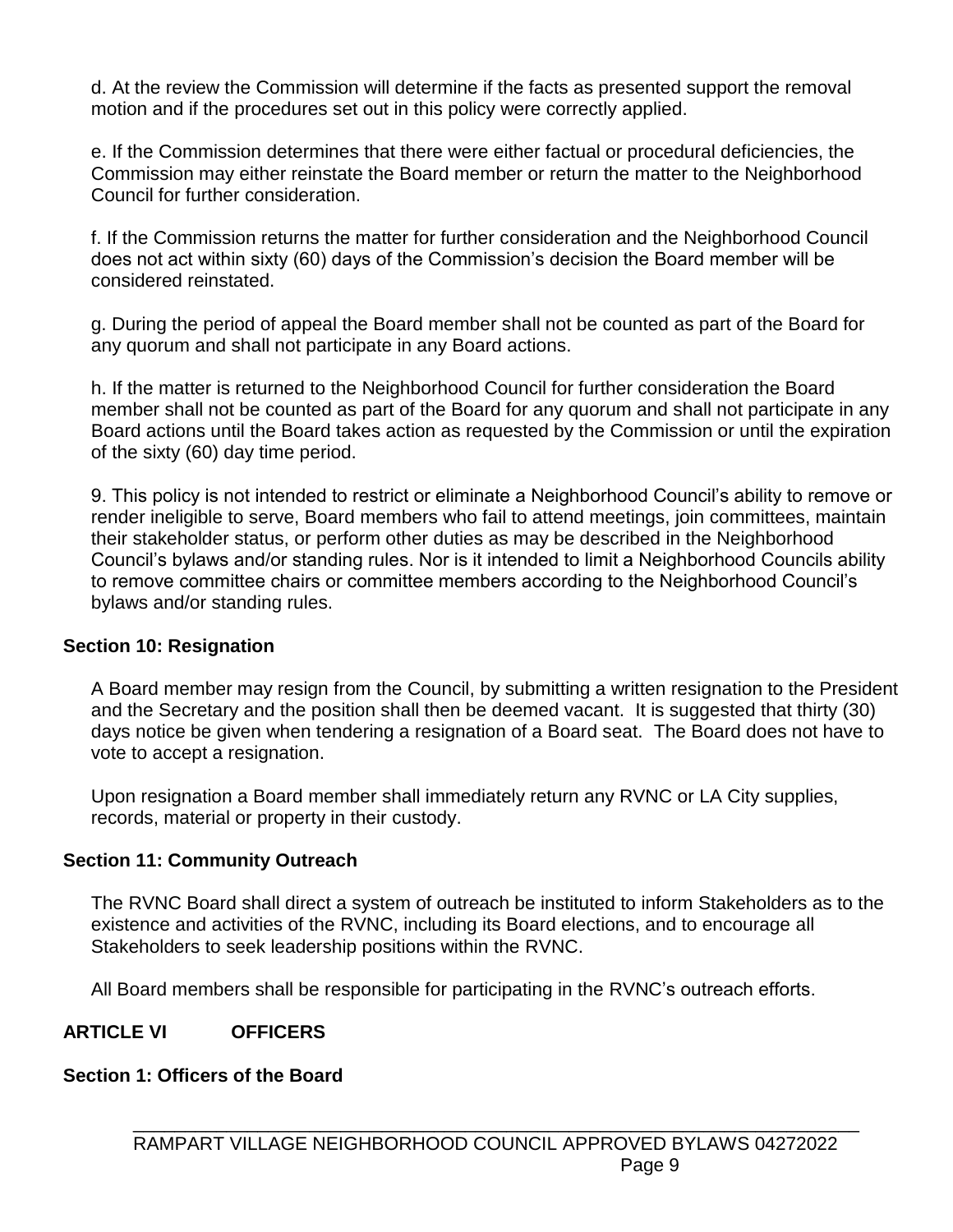d. At the review the Commission will determine if the facts as presented support the removal motion and if the procedures set out in this policy were correctly applied.

e. If the Commission determines that there were either factual or procedural deficiencies, the Commission may either reinstate the Board member or return the matter to the Neighborhood Council for further consideration.

f. If the Commission returns the matter for further consideration and the Neighborhood Council does not act within sixty (60) days of the Commission's decision the Board member will be considered reinstated.

g. During the period of appeal the Board member shall not be counted as part of the Board for any quorum and shall not participate in any Board actions.

h. If the matter is returned to the Neighborhood Council for further consideration the Board member shall not be counted as part of the Board for any quorum and shall not participate in any Board actions until the Board takes action as requested by the Commission or until the expiration of the sixty (60) day time period.

9. This policy is not intended to restrict or eliminate a Neighborhood Council's ability to remove or render ineligible to serve, Board members who fail to attend meetings, join committees, maintain their stakeholder status, or perform other duties as may be described in the Neighborhood Council's bylaws and/or standing rules. Nor is it intended to limit a Neighborhood Councils ability to remove committee chairs or committee members according to the Neighborhood Council's bylaws and/or standing rules.

### Section 10: Resignation

A Board member may resign from the Council, by submitting a written resignation to the President and the Secretary and the position shall then be deemed vacant. It is suggested that thirty (30) days notice be given when tendering a resignation of a Board seat. The Board does not have to vote to accept a resignation.

Upon resignation a Board member shall immediately return any RVNC or LA City supplies, records, material or property in their custody.

### Section 11: Community Outreach

The RVNC Board shall direct a system of outreach be instituted to inform Stakeholders as to the existence and activities of the RVNC, including its Board elections, and to encourage all Stakeholders to seek leadership positions within the RVNC.

All Board members shall be responsible for participating in the RVNC's outreach efforts.

## ARTICLE VI OFFICERS

### Section 1: Officers of the Board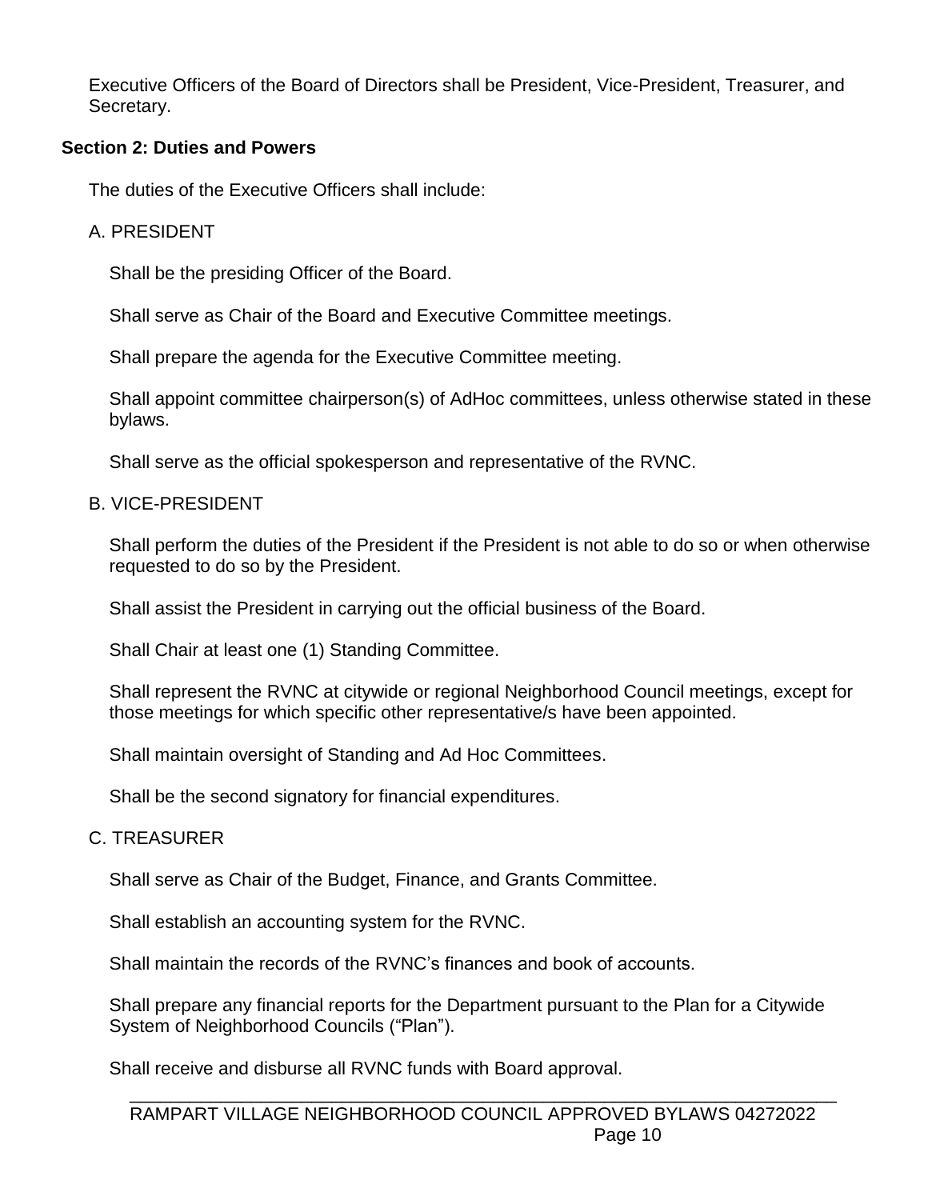Executive Officers of the Board of Directors shall be President, Vice-President, Treasurer, and Secretary.

**Section 2: Duties and Powers**

The duties of the Executive Officers shall include:

A. PRESIDENT

Shall be the presiding Officer of the Board.

Shall serve as Chair of the Board and Executive Committee meetings.

Shall prepare the agenda for the Executive Committee meeting.

Shall appoint committee chairperson(s) of AdHoc committees, unless otherwise stated in these bylaws.

Shall serve as the official spokesperson and representative of the RVNC.

B. VICE-PRESIDENT

Shall perform the duties of the President if the President is not able to do so or when otherwise requested to do so by the President.

Shall assist the President in carrying out the official business of the Board.

Shall Chair at least one (1) Standing Committee.

Shall represent the RVNC at citywide or regional Neighborhood Council meetings, except for those meetings for which specific other representative/s have been appointed.

Shall maintain oversight of Standing and Ad Hoc Committees.

Shall be the second signatory for financial expenditures.

C. TREASURER

Shall serve as Chair of the Budget, Finance, and Grants Committee.

Shall establish an accounting system for the RVNC.

Shall maintain the records of the RVNC's finances and book of accounts.

Shall prepare any financial reports for the Department pursuant to the Plan for a Citywide System of Neighborhood Councils ("Plan").

Shall receive and disburse all RVNC funds with Board approval.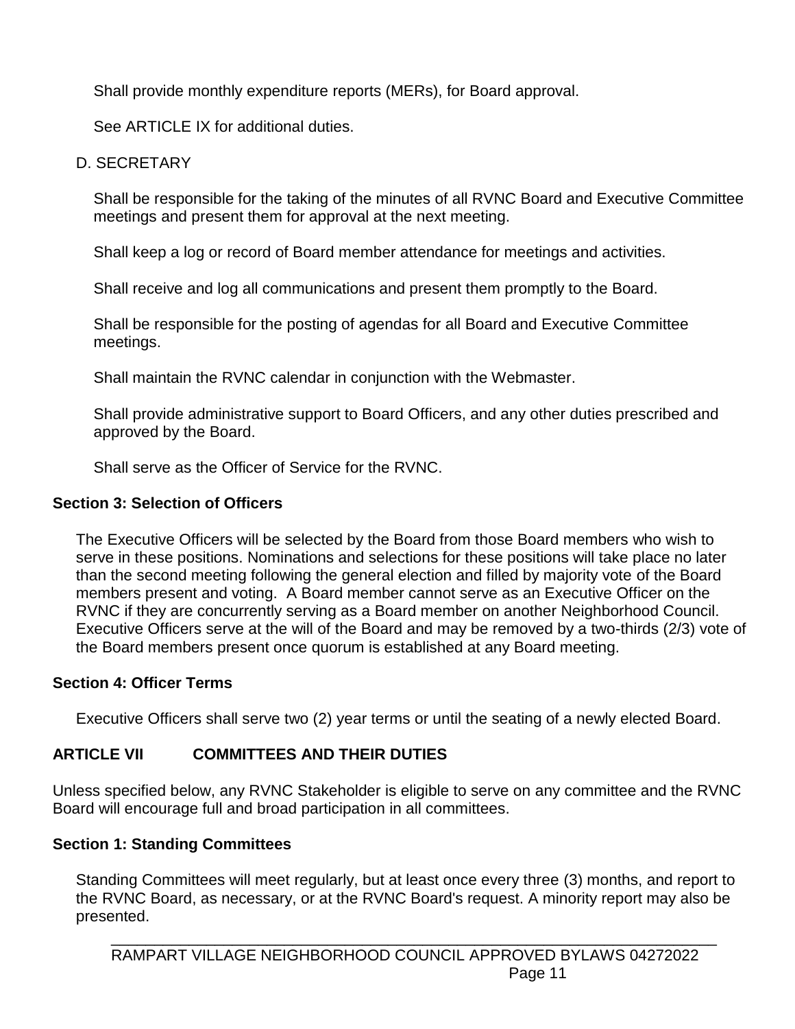Shall provide monthly expenditure reports (MERs), for Board approval.

See ARTICLE IX for additional duties.

D. SECRETARY

Shall be responsible for the taking of the minutes of all RVNC Board and Executive Committee meetings and present them for approval at the next meeting.

Shall keep a log or record of Board member attendance for meetings and activities.

Shall receive and log all communications and present them promptly to the Board.

Shall be responsible for the posting of agendas for all Board and Executive Committee meetings.

Shall maintain the RVNC calendar in conjunction with the Webmaster.

Shall provide administrative support to Board Officers, and any other duties prescribed and approved by the Board.

Shall serve as the Officer of Service for the RVNC.

**Section 3: Selection of Officers**

The Executive Officers will be selected by the Board from those Board members who wish to serve in these positions. Nominations and selections for these positions will take place no later than the second meeting following the general election and filled by majority vote of the Board members present and voting. A Board member cannot serve as an Executive Officer on the RVNC if they are concurrently serving as a Board member on another Neighborhood Council. Executive Officers serve at the will of the Board and may be removed by a two-thirds (2/3) vote of the Board members present once quorum is established at any Board meeting.

**Section 4: Officer Terms**

Executive Officers shall serve two (2) year terms or until the seating of a newly elected Board.

## ARTICLE VII COMMITTEES AND THEIR DUTIES

Unless specified below, any RVNC Stakeholder is eligible to serve on any committee and the RVNC Board will encourage full and broad participation in all committees.

**Section 1: Standing Committees**

Standing Committees will meet regularly, but at least once every three (3) months, and report to the RVNC Board, as necessary, or at the RVNC Board's request. A minority report may also be presented.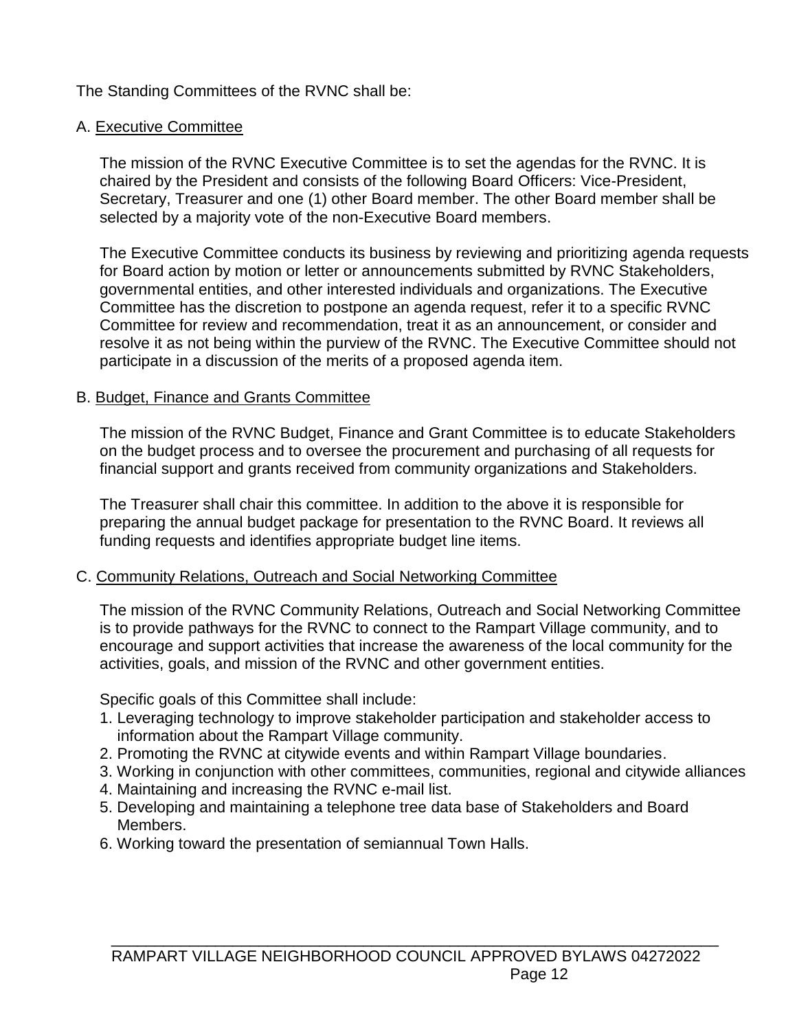The Standing Committees of the RVNC shall be:

A. Executive Committee

The mission of the RVNC Executive Committee is to set the agendas for the RVNC. It is chaired by the President and consists of the following Board Officers: Vice-President, Secretary, Treasurer and one (1) other Board member. The other Board member shall be selected by a majority vote of the non-Executive Board members.

The Executive Committee conducts its business by reviewing and prioritizing agenda requests for Board action by motion or letter or announcements submitted by RVNC Stakeholders, governmental entities, and other interested individuals and organizations. The Executive Committee has the discretion to postpone an agenda request, refer it to a specific RVNC Committee for review and recommendation, treat it as an announcement, or consider and resolve it as not being within the purview of the RVNC. The Executive Committee should not participate in a discussion of the merits of a proposed agenda item.

B. Budget, Finance and Grants Committee

The mission of the RVNC Budget, Finance and Grant Committee is to educate Stakeholders on the budget process and to oversee the procurement and purchasing of all requests for financial support and grants received from community organizations and Stakeholders.

The Treasurer shall chair this committee. In addition to the above it is responsible for preparing the annual budget package for presentation to the RVNC Board. It reviews all funding requests and identifies appropriate budget line items.

C. Community Relations, Outreach and Social Networking Committee

The mission of the RVNC Community Relations, Outreach and Social Networking Committee is to provide pathways for the RVNC to connect to the Rampart Village community, and to encourage and support activities that increase the awareness of the local community for the activities, goals, and mission of the RVNC and other government entities.

Specific goals of this Committee shall include:

1. Leveraging technology to improve stakeholder participation and stakeholder access to information about the Rampart Village community.
2. Promoting the RVNC at citywide events and within Rampart Village boundaries.
3. Working in conjunction with other committees, communities, regional and citywide alliances
4. Maintaining and increasing the RVNC e-mail list.
5. Developing and maintaining a telephone tree data base of Stakeholders and Board Members.
6. Working toward the presentation of semiannual Town Halls.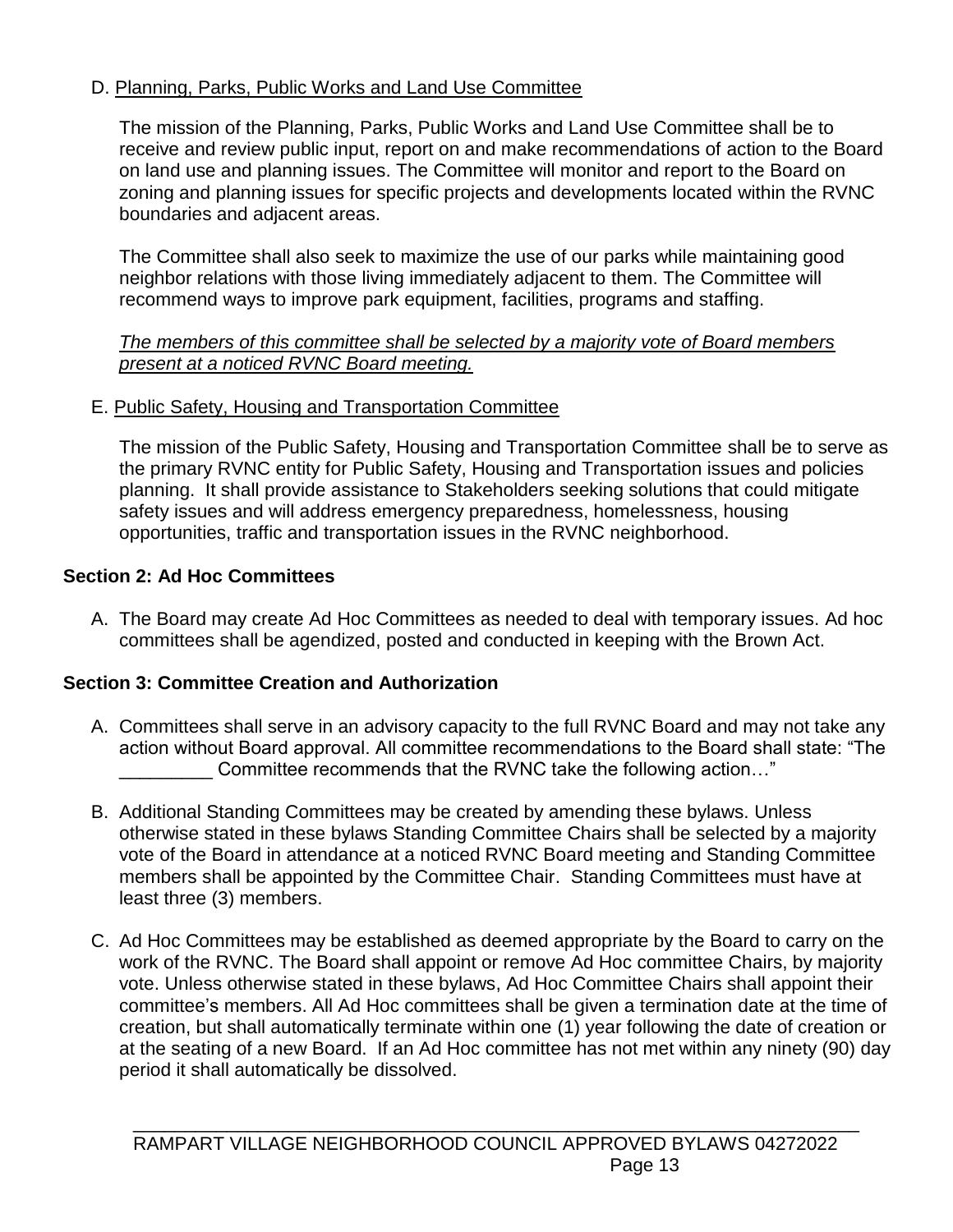D. <u>Planning, Parks, Public Works and Land Use Committee</u>

The mission of the Planning, Parks, Public Works and Land Use Committee shall be to receive and review public input, report on and make recommendations of action to the Board on land use and planning issues. The Committee will monitor and report to the Board on zoning and planning issues for specific projects and developments located within the RVNC boundaries and adjacent areas.

The Committee shall also seek to maximize the use of our parks while maintaining good neighbor relations with those living immediately adjacent to them. The Committee will recommend ways to improve park equipment, facilities, programs and staffing.

*<u>The members of this committee shall be selected by a majority vote of Board members present at a noticed RVNC Board meeting.</u>*

E. <u>Public Safety, Housing and Transportation Committee</u>

The mission of the Public Safety, Housing and Transportation Committee shall be to serve as the primary RVNC entity for Public Safety, Housing and Transportation issues and policies planning. It shall provide assistance to Stakeholders seeking solutions that could mitigate safety issues and will address emergency preparedness, homelessness, housing opportunities, traffic and transportation issues in the RVNC neighborhood.

**Section 2: Ad Hoc Committees**

A. The Board may create Ad Hoc Committees as needed to deal with temporary issues. Ad hoc committees shall be agendized, posted and conducted in keeping with the Brown Act.

**Section 3: Committee Creation and Authorization**

A. Committees shall serve in an advisory capacity to the full RVNC Board and may not take any action without Board approval. All committee recommendations to the Board shall state: "The _________ Committee recommends that the RVNC take the following action…"

B. Additional Standing Committees may be created by amending these bylaws. Unless otherwise stated in these bylaws Standing Committee Chairs shall be selected by a majority vote of the Board in attendance at a noticed RVNC Board meeting and Standing Committee members shall be appointed by the Committee Chair. Standing Committees must have at least three (3) members.

C. Ad Hoc Committees may be established as deemed appropriate by the Board to carry on the work of the RVNC. The Board shall appoint or remove Ad Hoc committee Chairs, by majority vote. Unless otherwise stated in these bylaws, Ad Hoc Committee Chairs shall appoint their committee's members. All Ad Hoc committees shall be given a termination date at the time of creation, but shall automatically terminate within one (1) year following the date of creation or at the seating of a new Board. If an Ad Hoc committee has not met within any ninety (90) day period it shall automatically be dissolved.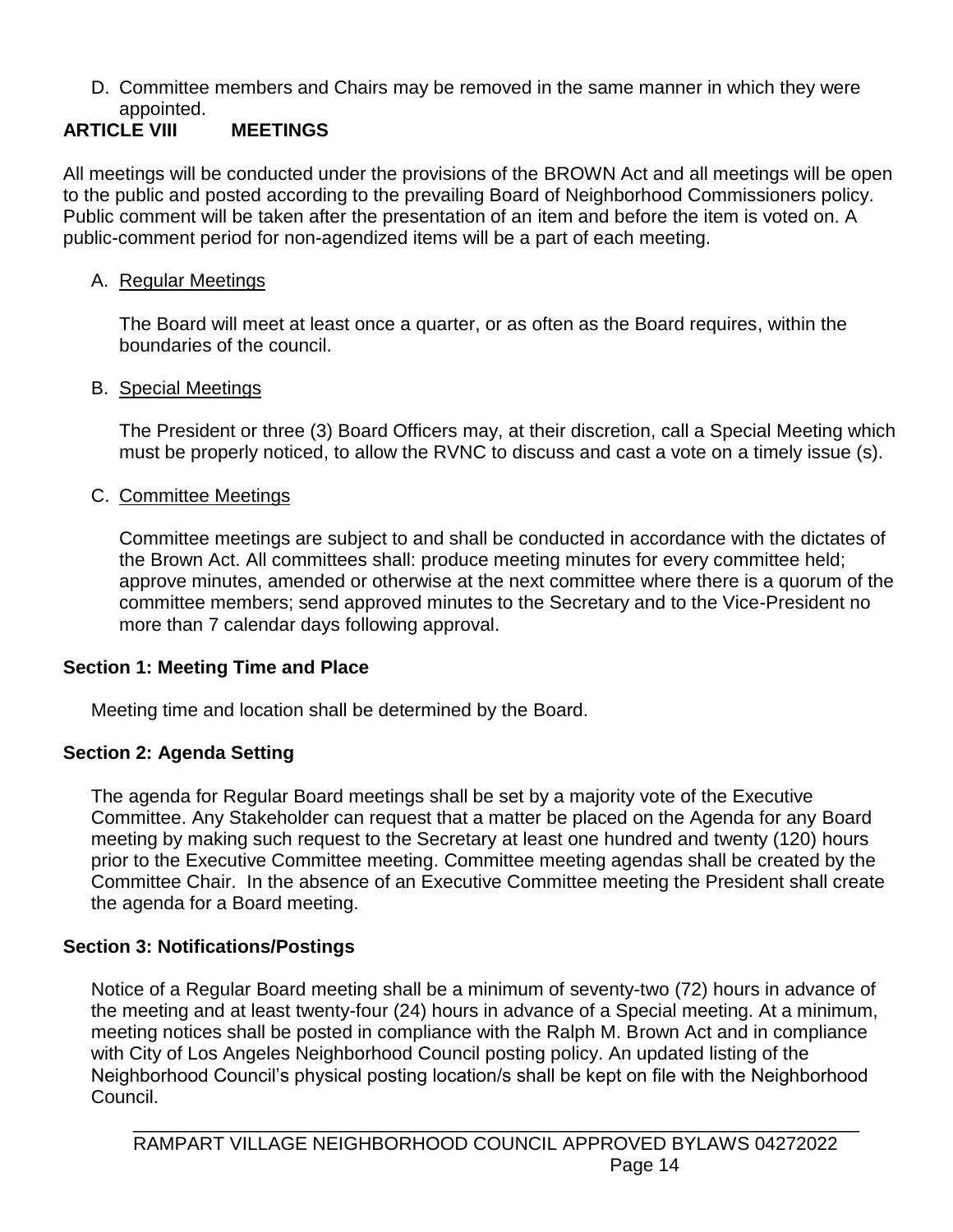D. Committee members and Chairs may be removed in the same manner in which they were appointed.

## ARTICLE VIII MEETINGS

All meetings will be conducted under the provisions of the BROWN Act and all meetings will be open to the public and posted according to the prevailing Board of Neighborhood Commissioners policy. Public comment will be taken after the presentation of an item and before the item is voted on. A public-comment period for non-agendized items will be a part of each meeting.

A. Regular Meetings

The Board will meet at least once a quarter, or as often as the Board requires, within the boundaries of the council.

B. Special Meetings

The President or three (3) Board Officers may, at their discretion, call a Special Meeting which must be properly noticed, to allow the RVNC to discuss and cast a vote on a timely issue (s).

C. Committee Meetings

Committee meetings are subject to and shall be conducted in accordance with the dictates of the Brown Act. All committees shall: produce meeting minutes for every committee held; approve minutes, amended or otherwise at the next committee where there is a quorum of the committee members; send approved minutes to the Secretary and to the Vice-President no more than 7 calendar days following approval.

### Section 1: Meeting Time and Place

Meeting time and location shall be determined by the Board.

### Section 2: Agenda Setting

The agenda for Regular Board meetings shall be set by a majority vote of the Executive Committee. Any Stakeholder can request that a matter be placed on the Agenda for any Board meeting by making such request to the Secretary at least one hundred and twenty (120) hours prior to the Executive Committee meeting. Committee meeting agendas shall be created by the Committee Chair. In the absence of an Executive Committee meeting the President shall create the agenda for a Board meeting.

### Section 3: Notifications/Postings

Notice of a Regular Board meeting shall be a minimum of seventy-two (72) hours in advance of the meeting and at least twenty-four (24) hours in advance of a Special meeting. At a minimum, meeting notices shall be posted in compliance with the Ralph M. Brown Act and in compliance with City of Los Angeles Neighborhood Council posting policy. An updated listing of the Neighborhood Council's physical posting location/s shall be kept on file with the Neighborhood Council.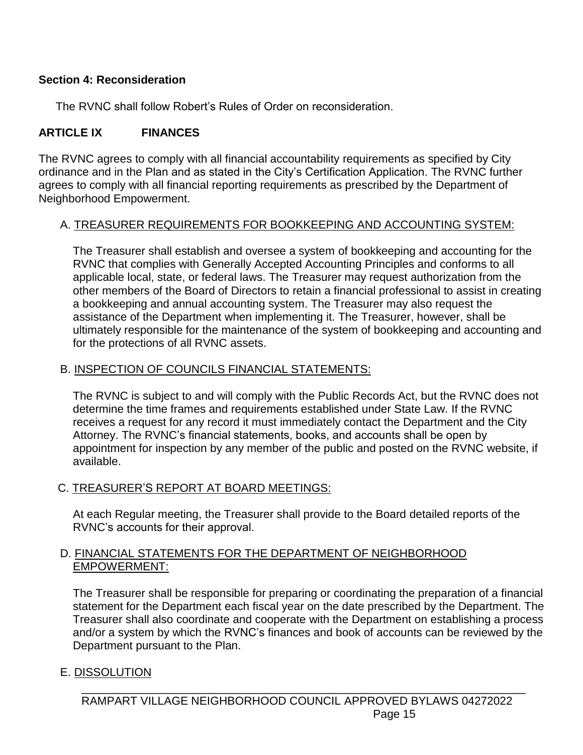**Section 4: Reconsideration**

The RVNC shall follow Robert's Rules of Order on reconsideration.

## ARTICLE IX FINANCES

The RVNC agrees to comply with all financial accountability requirements as specified by City ordinance and in the Plan and as stated in the City's Certification Application. The RVNC further agrees to comply with all financial reporting requirements as prescribed by the Department of Neighborhood Empowerment.

A. <u>TREASURER REQUIREMENTS FOR BOOKKEEPING AND ACCOUNTING SYSTEM:</u>

The Treasurer shall establish and oversee a system of bookkeeping and accounting for the RVNC that complies with Generally Accepted Accounting Principles and conforms to all applicable local, state, or federal laws. The Treasurer may request authorization from the other members of the Board of Directors to retain a financial professional to assist in creating a bookkeeping and annual accounting system. The Treasurer may also request the assistance of the Department when implementing it. The Treasurer, however, shall be ultimately responsible for the maintenance of the system of bookkeeping and accounting and for the protections of all RVNC assets.

B. <u>INSPECTION OF COUNCILS FINANCIAL STATEMENTS:</u>

The RVNC is subject to and will comply with the Public Records Act, but the RVNC does not determine the time frames and requirements established under State Law. If the RVNC receives a request for any record it must immediately contact the Department and the City Attorney. The RVNC's financial statements, books, and accounts shall be open by appointment for inspection by any member of the public and posted on the RVNC website, if available.

C. <u>TREASURER'S REPORT AT BOARD MEETINGS:</u>

At each Regular meeting, the Treasurer shall provide to the Board detailed reports of the RVNC's accounts for their approval.

D. <u>FINANCIAL STATEMENTS FOR THE DEPARTMENT OF NEIGHBORHOOD EMPOWERMENT:</u>

The Treasurer shall be responsible for preparing or coordinating the preparation of a financial statement for the Department each fiscal year on the date prescribed by the Department. The Treasurer shall also coordinate and cooperate with the Department on establishing a process and/or a system by which the RVNC's finances and book of accounts can be reviewed by the Department pursuant to the Plan.

E. <u>DISSOLUTION</u>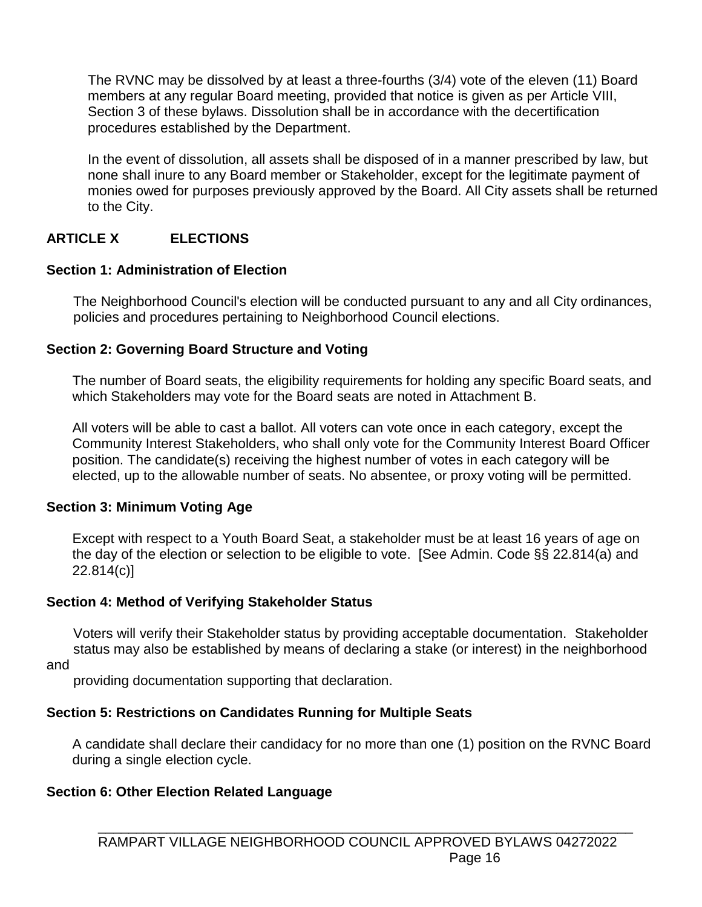The RVNC may be dissolved by at least a three-fourths (3/4) vote of the eleven (11) Board members at any regular Board meeting, provided that notice is given as per Article VIII, Section 3 of these bylaws. Dissolution shall be in accordance with the decertification procedures established by the Department.

In the event of dissolution, all assets shall be disposed of in a manner prescribed by law, but none shall inure to any Board member or Stakeholder, except for the legitimate payment of monies owed for purposes previously approved by the Board. All City assets shall be returned to the City.

## ARTICLE X ELECTIONS

### Section 1: Administration of Election

The Neighborhood Council's election will be conducted pursuant to any and all City ordinances, policies and procedures pertaining to Neighborhood Council elections.

### Section 2: Governing Board Structure and Voting

The number of Board seats, the eligibility requirements for holding any specific Board seats, and which Stakeholders may vote for the Board seats are noted in Attachment B.

All voters will be able to cast a ballot. All voters can vote once in each category, except the Community Interest Stakeholders, who shall only vote for the Community Interest Board Officer position. The candidate(s) receiving the highest number of votes in each category will be elected, up to the allowable number of seats. No absentee, or proxy voting will be permitted.

### Section 3: Minimum Voting Age

Except with respect to a Youth Board Seat, a stakeholder must be at least 16 years of age on the day of the election or selection to be eligible to vote. [See Admin. Code §§ 22.814(a) and 22.814(c)]

### Section 4: Method of Verifying Stakeholder Status

Voters will verify their Stakeholder status by providing acceptable documentation. Stakeholder status may also be established by means of declaring a stake (or interest) in the neighborhood and providing documentation supporting that declaration.

### Section 5: Restrictions on Candidates Running for Multiple Seats

A candidate shall declare their candidacy for no more than one (1) position on the RVNC Board during a single election cycle.

### Section 6: Other Election Related Language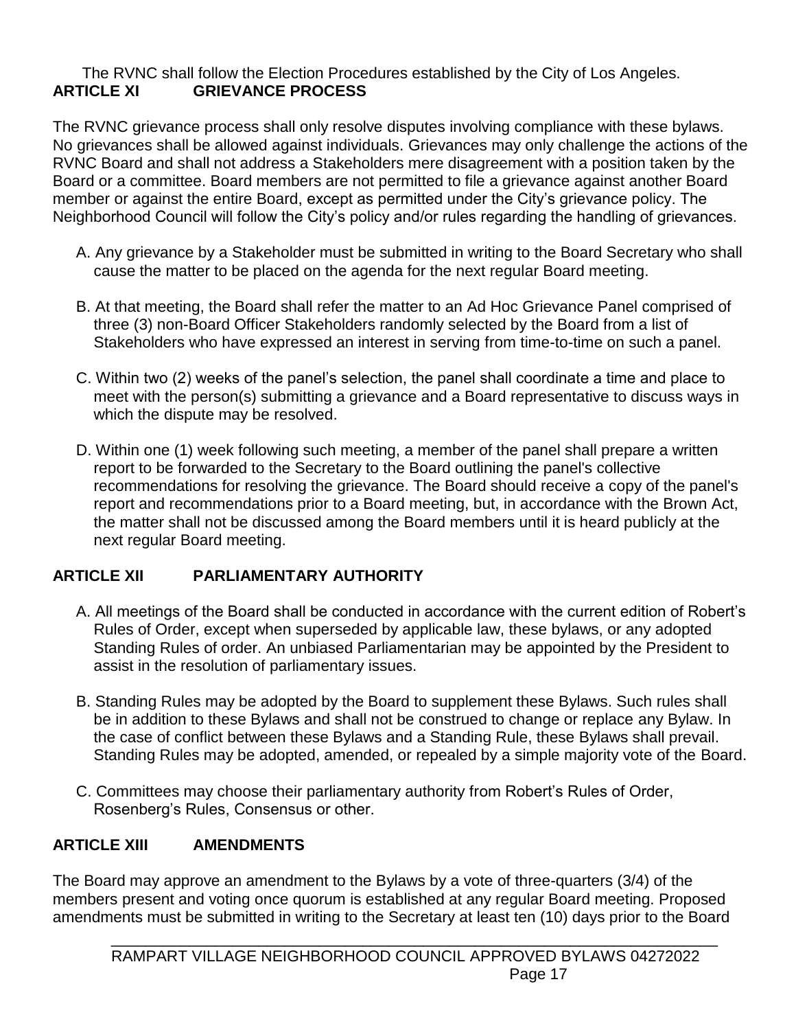The RVNC shall follow the Election Procedures established by the City of Los Angeles.

## ARTICLE XI GRIEVANCE PROCESS

The RVNC grievance process shall only resolve disputes involving compliance with these bylaws. No grievances shall be allowed against individuals. Grievances may only challenge the actions of the RVNC Board and shall not address a Stakeholders mere disagreement with a position taken by the Board or a committee. Board members are not permitted to file a grievance against another Board member or against the entire Board, except as permitted under the City's grievance policy. The Neighborhood Council will follow the City's policy and/or rules regarding the handling of grievances.

A. Any grievance by a Stakeholder must be submitted in writing to the Board Secretary who shall cause the matter to be placed on the agenda for the next regular Board meeting.

B. At that meeting, the Board shall refer the matter to an Ad Hoc Grievance Panel comprised of three (3) non-Board Officer Stakeholders randomly selected by the Board from a list of Stakeholders who have expressed an interest in serving from time-to-time on such a panel.

C. Within two (2) weeks of the panel's selection, the panel shall coordinate a time and place to meet with the person(s) submitting a grievance and a Board representative to discuss ways in which the dispute may be resolved.

D. Within one (1) week following such meeting, a member of the panel shall prepare a written report to be forwarded to the Secretary to the Board outlining the panel's collective recommendations for resolving the grievance. The Board should receive a copy of the panel's report and recommendations prior to a Board meeting, but, in accordance with the Brown Act, the matter shall not be discussed among the Board members until it is heard publicly at the next regular Board meeting.

## ARTICLE XII PARLIAMENTARY AUTHORITY

A. All meetings of the Board shall be conducted in accordance with the current edition of Robert's Rules of Order, except when superseded by applicable law, these bylaws, or any adopted Standing Rules of order. An unbiased Parliamentarian may be appointed by the President to assist in the resolution of parliamentary issues.

B. Standing Rules may be adopted by the Board to supplement these Bylaws. Such rules shall be in addition to these Bylaws and shall not be construed to change or replace any Bylaw. In the case of conflict between these Bylaws and a Standing Rule, these Bylaws shall prevail. Standing Rules may be adopted, amended, or repealed by a simple majority vote of the Board.

C. Committees may choose their parliamentary authority from Robert's Rules of Order, Rosenberg's Rules, Consensus or other.

## ARTICLE XIII AMENDMENTS

The Board may approve an amendment to the Bylaws by a vote of three-quarters (3/4) of the members present and voting once quorum is established at any regular Board meeting. Proposed amendments must be submitted in writing to the Secretary at least ten (10) days prior to the Board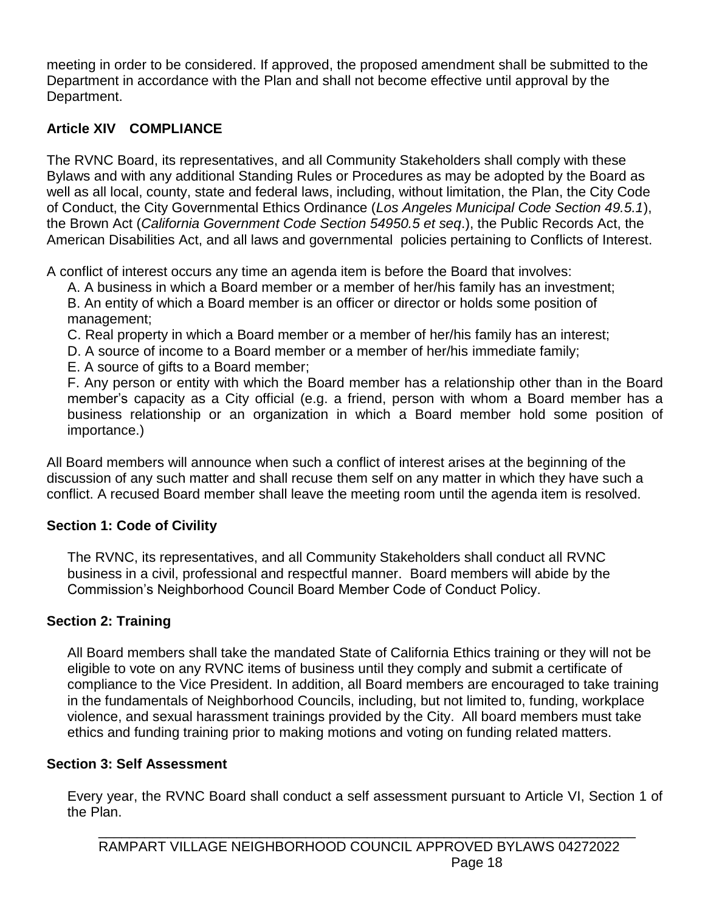meeting in order to be considered. If approved, the proposed amendment shall be submitted to the Department in accordance with the Plan and shall not become effective until approval by the Department.

## Article XIV COMPLIANCE

The RVNC Board, its representatives, and all Community Stakeholders shall comply with these Bylaws and with any additional Standing Rules or Procedures as may be adopted by the Board as well as all local, county, state and federal laws, including, without limitation, the Plan, the City Code of Conduct, the City Governmental Ethics Ordinance (*Los Angeles Municipal Code Section 49.5.1*), the Brown Act (*California Government Code Section 54950.5 et seq*.), the Public Records Act, the American Disabilities Act, and all laws and governmental policies pertaining to Conflicts of Interest.

A conflict of interest occurs any time an agenda item is before the Board that involves:

A. A business in which a Board member or a member of her/his family has an investment;
B. An entity of which a Board member is an officer or director or holds some position of management;
C. Real property in which a Board member or a member of her/his family has an interest;
D. A source of income to a Board member or a member of her/his immediate family;
E. A source of gifts to a Board member;
F. Any person or entity with which the Board member has a relationship other than in the Board member's capacity as a City official (e.g. a friend, person with whom a Board member has a business relationship or an organization in which a Board member hold some position of importance.)

All Board members will announce when such a conflict of interest arises at the beginning of the discussion of any such matter and shall recuse them self on any matter in which they have such a conflict. A recused Board member shall leave the meeting room until the agenda item is resolved.

### Section 1: Code of Civility

The RVNC, its representatives, and all Community Stakeholders shall conduct all RVNC business in a civil, professional and respectful manner. Board members will abide by the Commission's Neighborhood Council Board Member Code of Conduct Policy.

### Section 2: Training

All Board members shall take the mandated State of California Ethics training or they will not be eligible to vote on any RVNC items of business until they comply and submit a certificate of compliance to the Vice President. In addition, all Board members are encouraged to take training in the fundamentals of Neighborhood Councils, including, but not limited to, funding, workplace violence, and sexual harassment trainings provided by the City. All board members must take ethics and funding training prior to making motions and voting on funding related matters.

### Section 3: Self Assessment

Every year, the RVNC Board shall conduct a self assessment pursuant to Article VI, Section 1 of the Plan.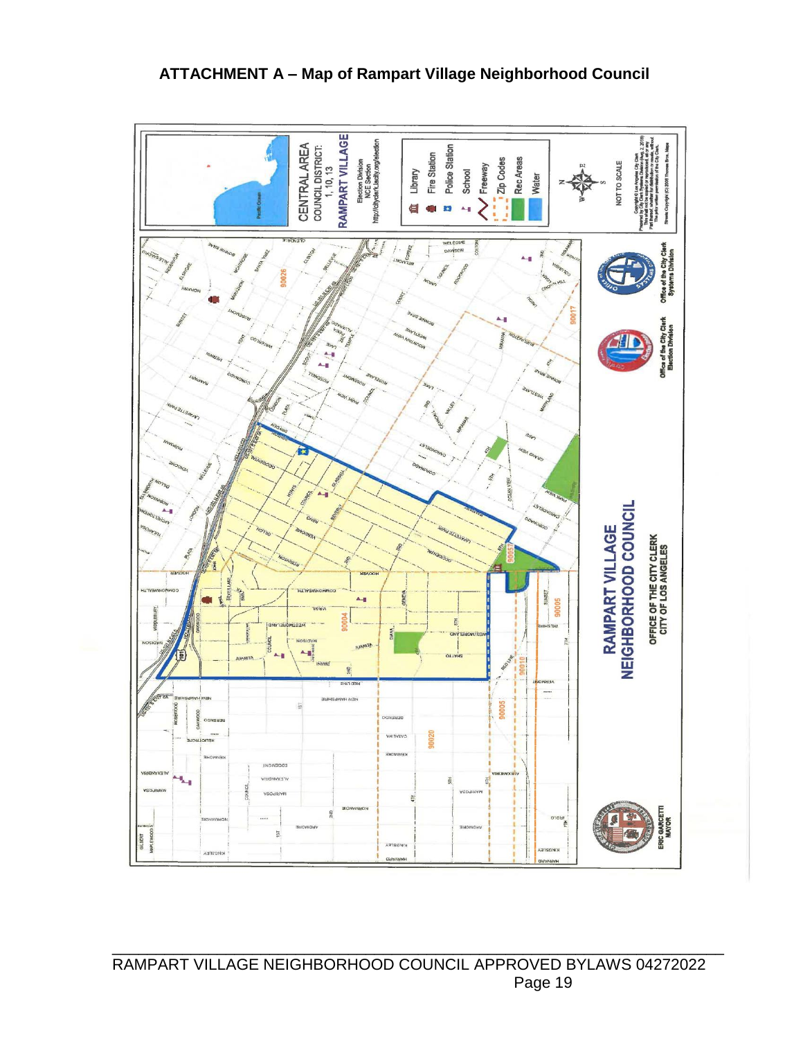# ATTACHMENT A – Map of Rampart Village Neighborhood Council

CENTRAL AREA
COUNCIL DISTRICT: 1, 10, 13
RAMPART VILLAGE
Election Division
NCE Section
http://cityclerk.lacity.org/election

Library
Fire Station
Police Station
School
Freeway
Zip Codes
Rec Areas
Water

NOT TO SCALE

Office of the City Clerk
Election Division

Office of the City Clerk
Systems Division

RAMPART VILLAGE
NEIGHBORHOOD COUNCIL

OFFICE OF THE CITY CLERK
CITY OF LOS ANGELES

ERIC GARCETTI
MAYOR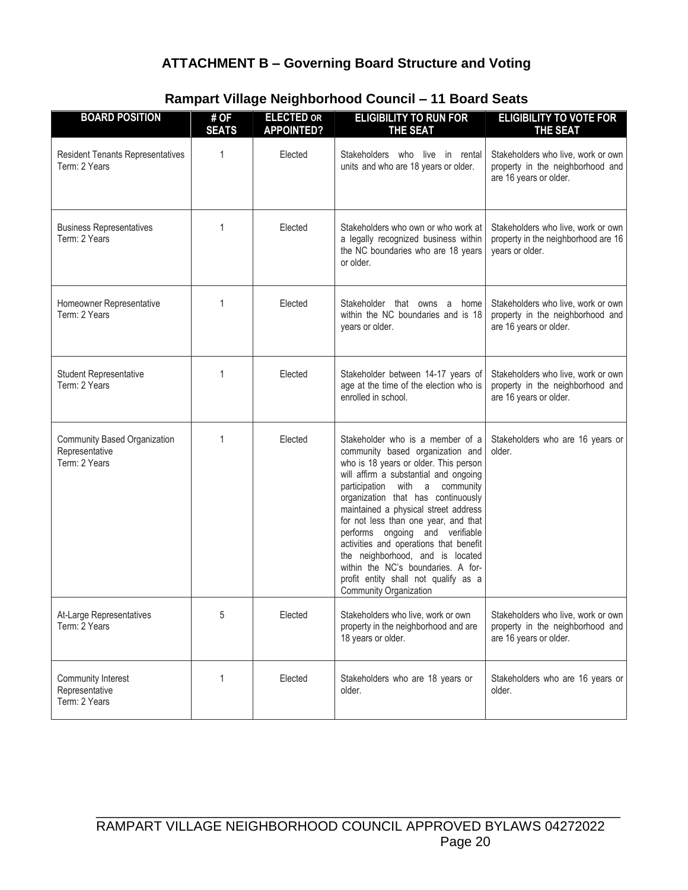## ATTACHMENT B – Governing Board Structure and Voting

### Rampart Village Neighborhood Council – 11 Board Seats

| BOARD POSITION | # OF SEATS | ELECTED OR APPOINTED? | ELIGIBILITY TO RUN FOR THE SEAT | ELIGIBILITY TO VOTE FOR THE SEAT |
|---|---|---|---|---|
| Resident Tenants Representatives<br>Term: 2 Years | 1 | Elected | Stakeholders who live in rental units and who are 18 years or older. | Stakeholders who live, work or own property in the neighborhood and are 16 years or older. |
| Business Representatives<br>Term: 2 Years | 1 | Elected | Stakeholders who own or who work at a legally recognized business within the NC boundaries who are 18 years or older. | Stakeholders who live, work or own property in the neighborhood are 16 years or older. |
| Homeowner Representative<br>Term: 2 Years | 1 | Elected | Stakeholder that owns a home within the NC boundaries and is 18 years or older. | Stakeholders who live, work or own property in the neighborhood and are 16 years or older. |
| Student Representative<br>Term: 2 Years | 1 | Elected | Stakeholder between 14-17 years of age at the time of the election who is enrolled in school. | Stakeholders who live, work or own property in the neighborhood and are 16 years or older. |
| Community Based Organization Representative<br>Term: 2 Years | 1 | Elected | Stakeholder who is a member of a community based organization and who is 18 years or older. This person will affirm a substantial and ongoing participation with a community organization that has continuously maintained a physical street address for not less than one year, and that performs ongoing and verifiable activities and operations that benefit the neighborhood, and is located within the NC's boundaries. A for-profit entity shall not qualify as a Community Organization | Stakeholders who are 16 years or older. |
| At-Large Representatives<br>Term: 2 Years | 5 | Elected | Stakeholders who live, work or own property in the neighborhood and are 18 years or older. | Stakeholders who live, work or own property in the neighborhood and are 16 years or older. |
| Community Interest Representative<br>Term: 2 Years | 1 | Elected | Stakeholders who are 18 years or older. | Stakeholders who are 16 years or older. |